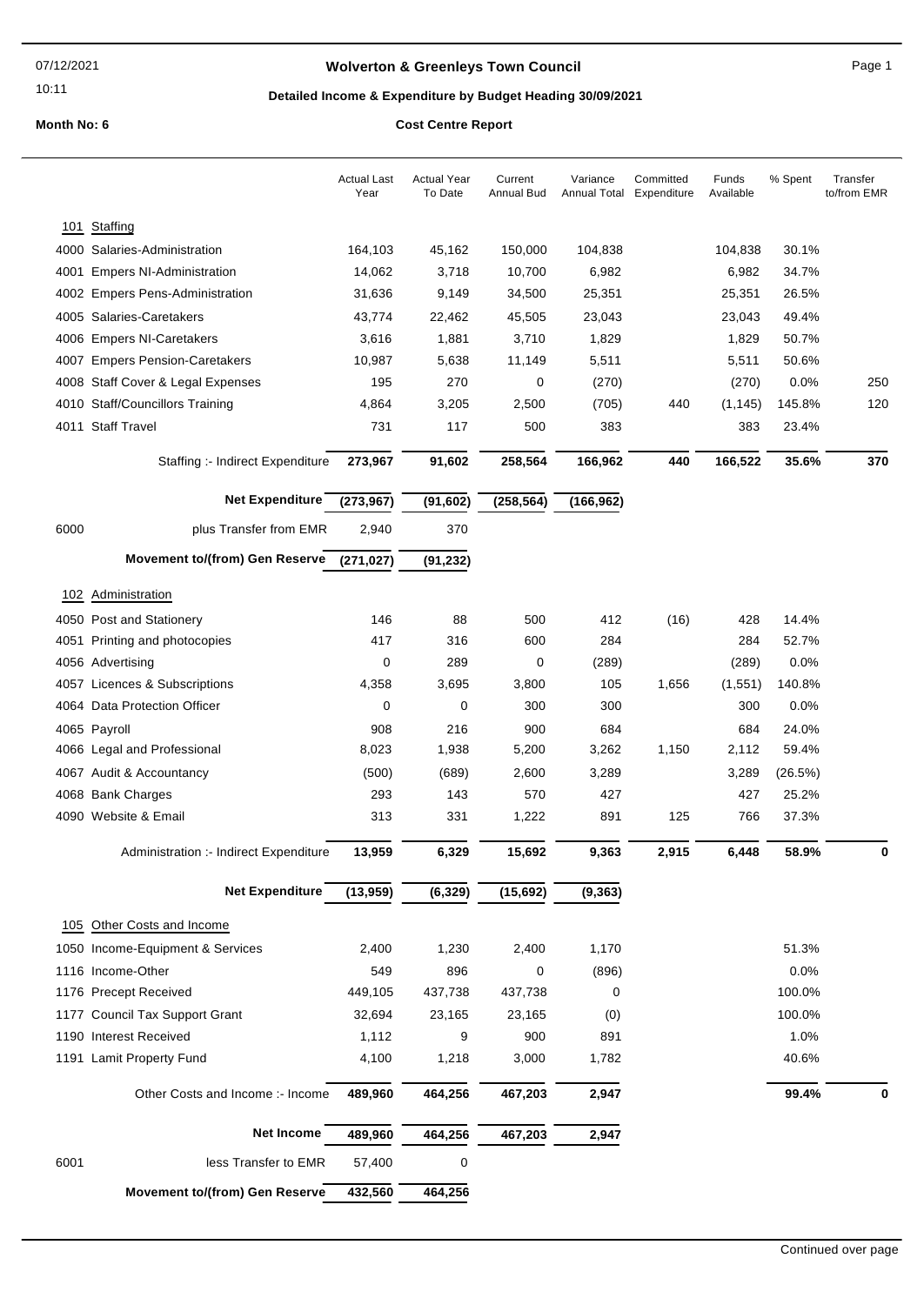# Wolverton & Greenleys Town Council

## Detailed Income & Expenditure by Budget Heading 30/09/2021

**Month No: 6**

**Cost Centre Report**

| | | Actual Last Year | Actual Year To Date | Current Annual Bud | Variance Annual Total | Committed Expenditure | Funds Available | % Spent | Transfer to/from EMR |
|---|---|---|---|---|---|---|---|---|---|
| **101** | **Staffing** | | | | | | | | |
| 4000 | Salaries-Administration | 164,103 | 45,162 | 150,000 | 104,838 | | 104,838 | 30.1% | |
| 4001 | Empers NI-Administration | 14,062 | 3,718 | 10,700 | 6,982 | | 6,982 | 34.7% | |
| 4002 | Empers Pens-Administration | 31,636 | 9,149 | 34,500 | 25,351 | | 25,351 | 26.5% | |
| 4005 | Salaries-Caretakers | 43,774 | 22,462 | 45,505 | 23,043 | | 23,043 | 49.4% | |
| 4006 | Empers NI-Caretakers | 3,616 | 1,881 | 3,710 | 1,829 | | 1,829 | 50.7% | |
| 4007 | Empers Pension-Caretakers | 10,987 | 5,638 | 11,149 | 5,511 | | 5,511 | 50.6% | |
| 4008 | Staff Cover & Legal Expenses | 195 | 270 | 0 | (270) | | (270) | 0.0% | 250 |
| 4010 | Staff/Councillors Training | 4,864 | 3,205 | 2,500 | (705) | 440 | (1,145) | 145.8% | 120 |
| 4011 | Staff Travel | 731 | 117 | 500 | 383 | | 383 | 23.4% | |
| | Staffing :- Indirect Expenditure | **273,967** | **91,602** | **258,564** | **166,962** | **440** | **166,522** | **35.6%** | **370** |
| | **Net Expenditure** | **(273,967)** | **(91,602)** | **(258,564)** | **(166,962)** | | | | |
| 6000 | plus Transfer from EMR | 2,940 | 370 | | | | | | |
| | **Movement to/(from) Gen Reserve** | **(271,027)** | **(91,232)** | | | | | | |
| **102** | **Administration** | | | | | | | | |
| 4050 | Post and Stationery | 146 | 88 | 500 | 412 | (16) | 428 | 14.4% | |
| 4051 | Printing and photocopies | 417 | 316 | 600 | 284 | | 284 | 52.7% | |
| 4056 | Advertising | 0 | 289 | 0 | (289) | | (289) | 0.0% | |
| 4057 | Licences & Subscriptions | 4,358 | 3,695 | 3,800 | 105 | 1,656 | (1,551) | 140.8% | |
| 4064 | Data Protection Officer | 0 | 0 | 300 | 300 | | 300 | 0.0% | |
| 4065 | Payroll | 908 | 216 | 900 | 684 | | 684 | 24.0% | |
| 4066 | Legal and Professional | 8,023 | 1,938 | 5,200 | 3,262 | 1,150 | 2,112 | 59.4% | |
| 4067 | Audit & Accountancy | (500) | (689) | 2,600 | 3,289 | | 3,289 | (26.5%) | |
| 4068 | Bank Charges | 293 | 143 | 570 | 427 | | 427 | 25.2% | |
| 4090 | Website & Email | 313 | 331 | 1,222 | 891 | 125 | 766 | 37.3% | |
| | Administration :- Indirect Expenditure | **13,959** | **6,329** | **15,692** | **9,363** | **2,915** | **6,448** | **58.9%** | **0** |
| | **Net Expenditure** | **(13,959)** | **(6,329)** | **(15,692)** | **(9,363)** | | | | |
| **105** | **Other Costs and Income** | | | | | | | | |
| 1050 | Income-Equipment & Services | 2,400 | 1,230 | 2,400 | 1,170 | | | 51.3% | |
| 1116 | Income-Other | 549 | 896 | 0 | (896) | | | 0.0% | |
| 1176 | Precept Received | 449,105 | 437,738 | 437,738 | 0 | | | 100.0% | |
| 1177 | Council Tax Support Grant | 32,694 | 23,165 | 23,165 | (0) | | | 100.0% | |
| 1190 | Interest Received | 1,112 | 9 | 900 | 891 | | | 1.0% | |
| 1191 | Lamit Property Fund | 4,100 | 1,218 | 3,000 | 1,782 | | | 40.6% | |
| | Other Costs and Income :- Income | **489,960** | **464,256** | **467,203** | **2,947** | | | **99.4%** | **0** |
| | **Net Income** | **489,960** | **464,256** | **467,203** | **2,947** | | | | |
| 6001 | less Transfer to EMR | 57,400 | 0 | | | | | | |
| | **Movement to/(from) Gen Reserve** | **432,560** | **464,256** | | | | | | |

Continued over page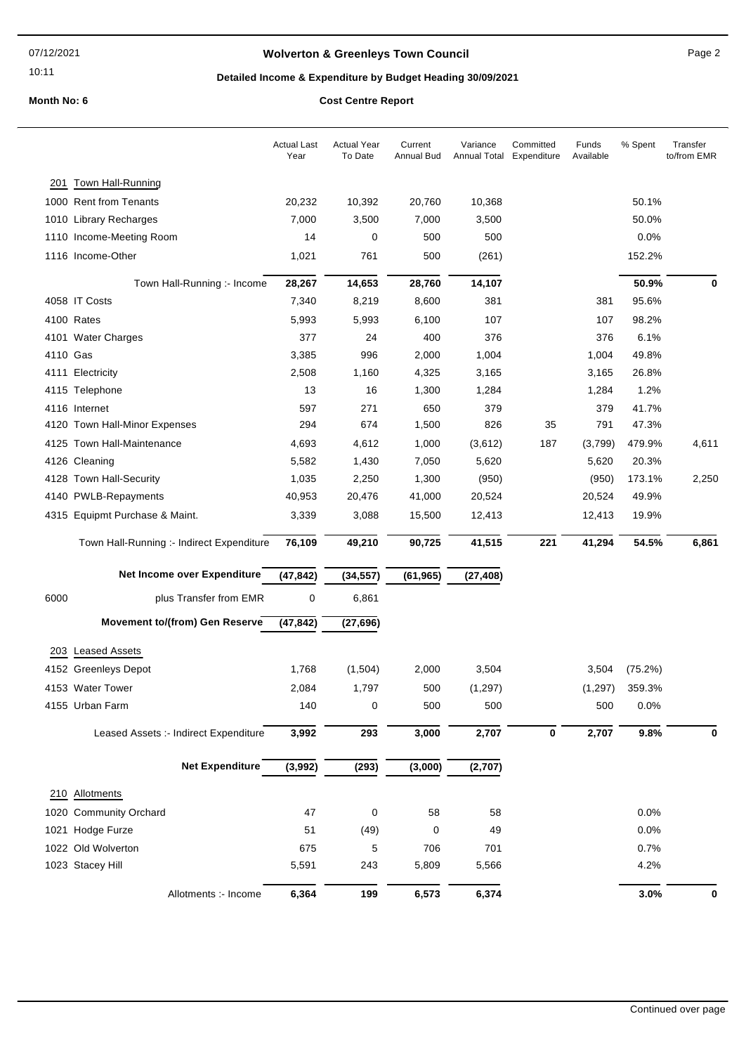# Wolverton & Greenleys Town Council

## Detailed Income & Expenditure by Budget Heading 30/09/2021

**Month No: 6** — **Cost Centre Report**

| | | Actual Last Year | Actual Year To Date | Current Annual Bud | Variance Annual Total | Committed Expenditure | Funds Available | % Spent | Transfer to/from EMR |
|---|---|---|---|---|---|---|---|---|---|
| **201** | **Town Hall-Running** | | | | | | | | |
| 1000 | Rent from Tenants | 20,232 | 10,392 | 20,760 | 10,368 | | | 50.1% | |
| 1010 | Library Recharges | 7,000 | 3,500 | 7,000 | 3,500 | | | 50.0% | |
| 1110 | Income-Meeting Room | 14 | 0 | 500 | 500 | | | 0.0% | |
| 1116 | Income-Other | 1,021 | 761 | 500 | (261) | | | 152.2% | |
| | Town Hall-Running :- Income | **28,267** | **14,653** | **28,760** | **14,107** | | | **50.9%** | **0** |
| 4058 | IT Costs | 7,340 | 8,219 | 8,600 | 381 | | 381 | 95.6% | |
| 4100 | Rates | 5,993 | 5,993 | 6,100 | 107 | | 107 | 98.2% | |
| 4101 | Water Charges | 377 | 24 | 400 | 376 | | 376 | 6.1% | |
| 4110 | Gas | 3,385 | 996 | 2,000 | 1,004 | | 1,004 | 49.8% | |
| 4111 | Electricity | 2,508 | 1,160 | 4,325 | 3,165 | | 3,165 | 26.8% | |
| 4115 | Telephone | 13 | 16 | 1,300 | 1,284 | | 1,284 | 1.2% | |
| 4116 | Internet | 597 | 271 | 650 | 379 | | 379 | 41.7% | |
| 4120 | Town Hall-Minor Expenses | 294 | 674 | 1,500 | 826 | 35 | 791 | 47.3% | |
| 4125 | Town Hall-Maintenance | 4,693 | 4,612 | 1,000 | (3,612) | 187 | (3,799) | 479.9% | 4,611 |
| 4126 | Cleaning | 5,582 | 1,430 | 7,050 | 5,620 | | 5,620 | 20.3% | |
| 4128 | Town Hall-Security | 1,035 | 2,250 | 1,300 | (950) | | (950) | 173.1% | 2,250 |
| 4140 | PWLB-Repayments | 40,953 | 20,476 | 41,000 | 20,524 | | 20,524 | 49.9% | |
| 4315 | Equipmt Purchase & Maint. | 3,339 | 3,088 | 15,500 | 12,413 | | 12,413 | 19.9% | |
| | Town Hall-Running :- Indirect Expenditure | **76,109** | **49,210** | **90,725** | **41,515** | **221** | **41,294** | **54.5%** | **6,861** |
| | **Net Income over Expenditure** | **(47,842)** | **(34,557)** | **(61,965)** | **(27,408)** | | | | |
| 6000 | plus Transfer from EMR | 0 | 6,861 | | | | | | |
| | **Movement to/(from) Gen Reserve** | **(47,842)** | **(27,696)** | | | | | | |
| **203** | **Leased Assets** | | | | | | | | |
| 4152 | Greenleys Depot | 1,768 | (1,504) | 2,000 | 3,504 | | 3,504 | (75.2%) | |
| 4153 | Water Tower | 2,084 | 1,797 | 500 | (1,297) | | (1,297) | 359.3% | |
| 4155 | Urban Farm | 140 | 0 | 500 | 500 | | 500 | 0.0% | |
| | Leased Assets :- Indirect Expenditure | **3,992** | **293** | **3,000** | **2,707** | **0** | **2,707** | **9.8%** | **0** |
| | **Net Expenditure** | **(3,992)** | **(293)** | **(3,000)** | **(2,707)** | | | | |
| **210** | **Allotments** | | | | | | | | |
| 1020 | Community Orchard | 47 | 0 | 58 | 58 | | | 0.0% | |
| 1021 | Hodge Furze | 51 | (49) | 0 | 49 | | | 0.0% | |
| 1022 | Old Wolverton | 675 | 5 | 706 | 701 | | | 0.7% | |
| 1023 | Stacey Hill | 5,591 | 243 | 5,809 | 5,566 | | | 4.2% | |
| | Allotments :- Income | **6,364** | **199** | **6,573** | **6,374** | | | **3.0%** | **0** |

Continued over page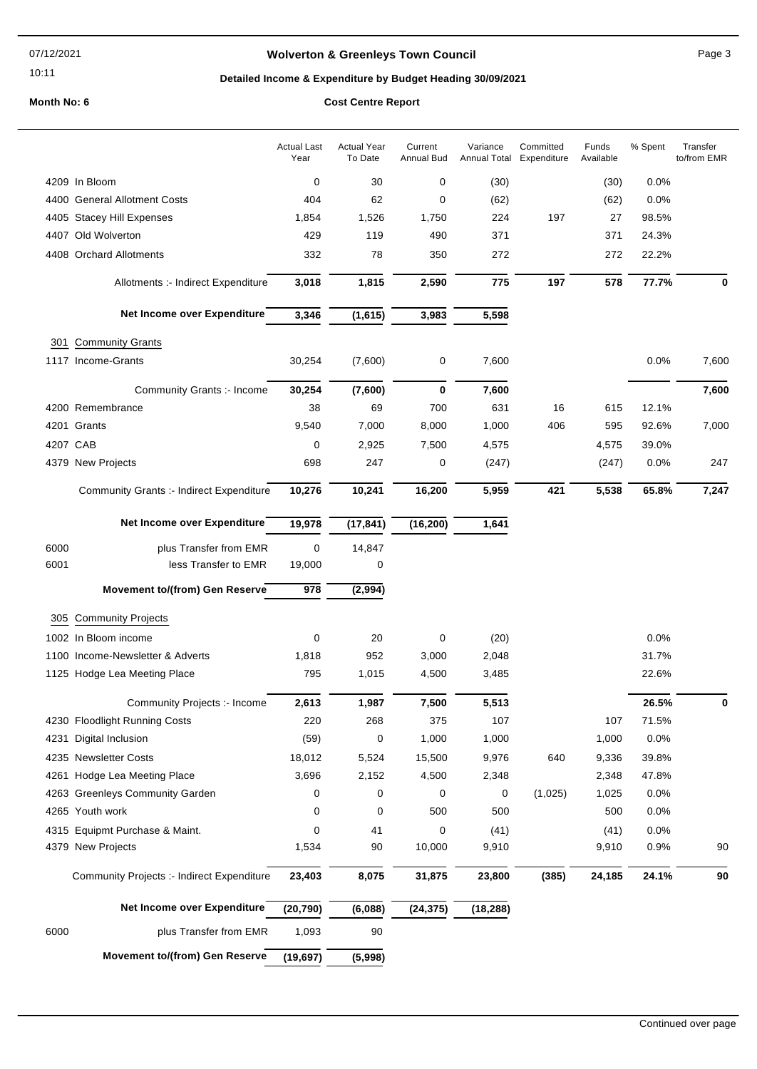# Wolverton & Greenleys Town Council

## Detailed Income & Expenditure by Budget Heading 30/09/2021

**Month No: 6** **Cost Centre Report**

| | | Actual Last Year | Actual Year To Date | Current Annual Bud | Variance Annual Total | Committed Expenditure | Funds Available | % Spent | Transfer to/from EMR |
|---|---|---|---|---|---|---|---|---|---|
| 4209 | In Bloom | 0 | 30 | 0 | (30) | | (30) | 0.0% | |
| 4400 | General Allotment Costs | 404 | 62 | 0 | (62) | | (62) | 0.0% | |
| 4405 | Stacey Hill Expenses | 1,854 | 1,526 | 1,750 | 224 | 197 | 27 | 98.5% | |
| 4407 | Old Wolverton | 429 | 119 | 490 | 371 | | 371 | 24.3% | |
| 4408 | Orchard Allotments | 332 | 78 | 350 | 272 | | 272 | 22.2% | |
| | **Allotments :- Indirect Expenditure** | **3,018** | **1,815** | **2,590** | **775** | **197** | **578** | **77.7%** | **0** |
| | **Net Income over Expenditure** | **3,346** | **(1,615)** | **3,983** | **5,598** | | | | |
| **301** | **Community Grants** | | | | | | | | |
| 1117 | Income-Grants | 30,254 | (7,600) | 0 | 7,600 | | | 0.0% | 7,600 |
| | **Community Grants :- Income** | **30,254** | **(7,600)** | **0** | **7,600** | | | | **7,600** |
| 4200 | Remembrance | 38 | 69 | 700 | 631 | 16 | 615 | 12.1% | |
| 4201 | Grants | 9,540 | 7,000 | 8,000 | 1,000 | 406 | 595 | 92.6% | 7,000 |
| 4207 | CAB | 0 | 2,925 | 7,500 | 4,575 | | 4,575 | 39.0% | |
| 4379 | New Projects | 698 | 247 | 0 | (247) | | (247) | 0.0% | 247 |
| | **Community Grants :- Indirect Expenditure** | **10,276** | **10,241** | **16,200** | **5,959** | **421** | **5,538** | **65.8%** | **7,247** |
| | **Net Income over Expenditure** | **19,978** | **(17,841)** | **(16,200)** | **1,641** | | | | |
| 6000 | plus Transfer from EMR | 0 | 14,847 | | | | | | |
| 6001 | less Transfer to EMR | 19,000 | 0 | | | | | | |
| | **Movement to/(from) Gen Reserve** | **978** | **(2,994)** | | | | | | |
| **305** | **Community Projects** | | | | | | | | |
| 1002 | In Bloom income | 0 | 20 | 0 | (20) | | | 0.0% | |
| 1100 | Income-Newsletter & Adverts | 1,818 | 952 | 3,000 | 2,048 | | | 31.7% | |
| 1125 | Hodge Lea Meeting Place | 795 | 1,015 | 4,500 | 3,485 | | | 22.6% | |
| | **Community Projects :- Income** | **2,613** | **1,987** | **7,500** | **5,513** | | | **26.5%** | **0** |
| 4230 | Floodlight Running Costs | 220 | 268 | 375 | 107 | | 107 | 71.5% | |
| 4231 | Digital Inclusion | (59) | 0 | 1,000 | 1,000 | | 1,000 | 0.0% | |
| 4235 | Newsletter Costs | 18,012 | 5,524 | 15,500 | 9,976 | 640 | 9,336 | 39.8% | |
| 4261 | Hodge Lea Meeting Place | 3,696 | 2,152 | 4,500 | 2,348 | | 2,348 | 47.8% | |
| 4263 | Greenleys Community Garden | 0 | 0 | 0 | 0 | (1,025) | 1,025 | 0.0% | |
| 4265 | Youth work | 0 | 0 | 500 | 500 | | 500 | 0.0% | |
| 4315 | Equipmt Purchase & Maint. | 0 | 41 | 0 | (41) | | (41) | 0.0% | |
| 4379 | New Projects | 1,534 | 90 | 10,000 | 9,910 | | 9,910 | 0.9% | 90 |
| | **Community Projects :- Indirect Expenditure** | **23,403** | **8,075** | **31,875** | **23,800** | **(385)** | **24,185** | **24.1%** | **90** |
| | **Net Income over Expenditure** | **(20,790)** | **(6,088)** | **(24,375)** | **(18,288)** | | | | |
| 6000 | plus Transfer from EMR | 1,093 | 90 | | | | | | |
| | **Movement to/(from) Gen Reserve** | **(19,697)** | **(5,998)** | | | | | | |

Continued over page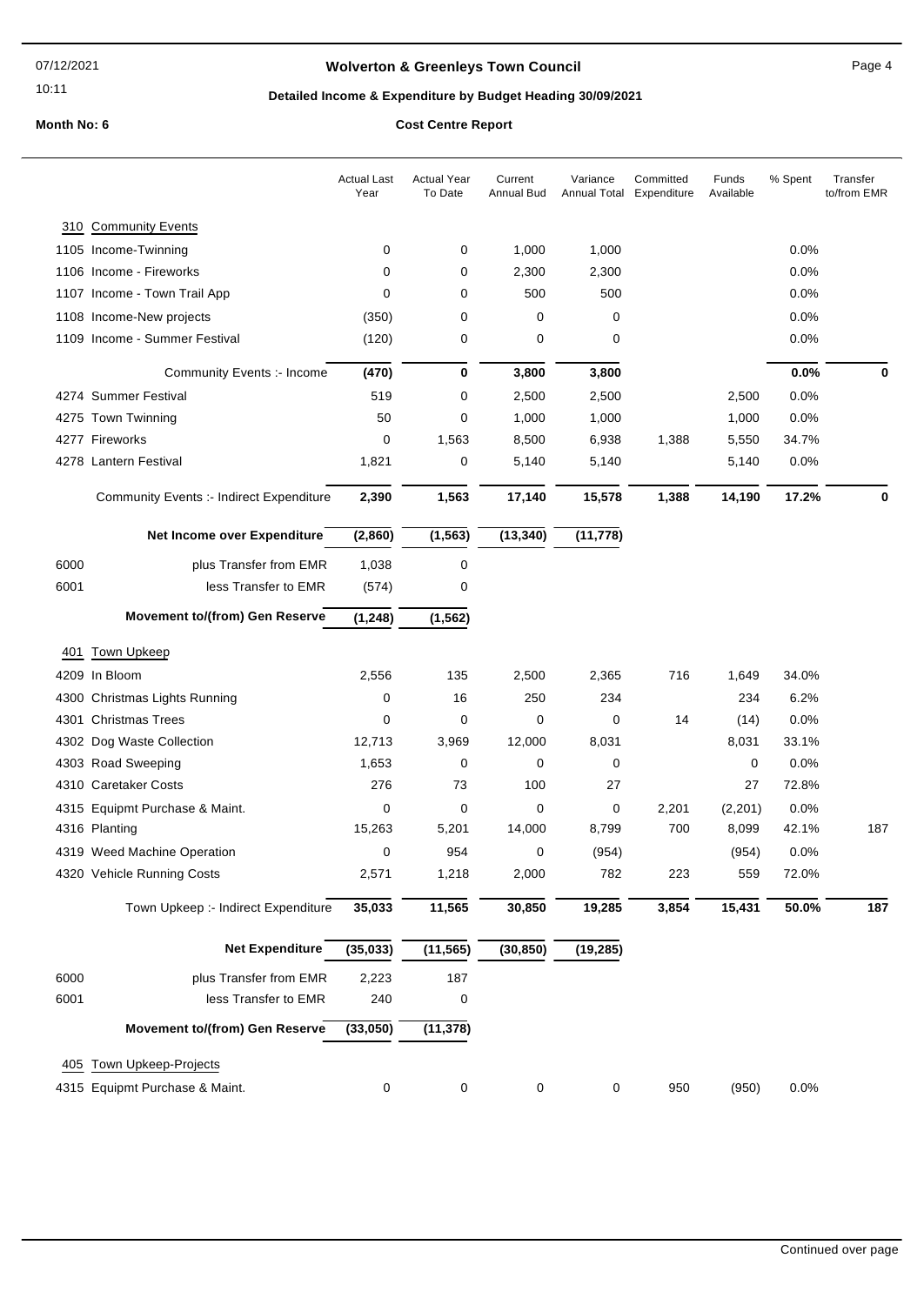## Wolverton & Greenleys Town Council

### Detailed Income & Expenditure by Budget Heading 30/09/2021

**Month No: 6** — **Cost Centre Report**

| | Actual Last Year | Actual Year To Date | Current Annual Bud | Variance Annual Total | Committed Expenditure | Funds Available | % Spent | Transfer to/from EMR |
|---|---|---|---|---|---|---|---|---|
| **310 Community Events** | | | | | | | | |
| 1105 Income-Twinning | 0 | 0 | 1,000 | 1,000 | | | 0.0% | |
| 1106 Income - Fireworks | 0 | 0 | 2,300 | 2,300 | | | 0.0% | |
| 1107 Income - Town Trail App | 0 | 0 | 500 | 500 | | | 0.0% | |
| 1108 Income-New projects | (350) | 0 | 0 | 0 | | | 0.0% | |
| 1109 Income - Summer Festival | (120) | 0 | 0 | 0 | | | 0.0% | |
| Community Events :- Income | **(470)** | **0** | **3,800** | **3,800** | | | **0.0%** | **0** |
| 4274 Summer Festival | 519 | 0 | 2,500 | 2,500 | | 2,500 | 0.0% | |
| 4275 Town Twinning | 50 | 0 | 1,000 | 1,000 | | 1,000 | 0.0% | |
| 4277 Fireworks | 0 | 1,563 | 8,500 | 6,938 | 1,388 | 5,550 | 34.7% | |
| 4278 Lantern Festival | 1,821 | 0 | 5,140 | 5,140 | | 5,140 | 0.0% | |
| Community Events :- Indirect Expenditure | **2,390** | **1,563** | **17,140** | **15,578** | **1,388** | **14,190** | **17.2%** | **0** |
| **Net Income over Expenditure** | **(2,860)** | **(1,563)** | **(13,340)** | **(11,778)** | | | | |
| 6000 plus Transfer from EMR | 1,038 | 0 | | | | | | |
| 6001 less Transfer to EMR | (574) | 0 | | | | | | |
| **Movement to/(from) Gen Reserve** | **(1,248)** | **(1,562)** | | | | | | |
| **401 Town Upkeep** | | | | | | | | |
| 4209 In Bloom | 2,556 | 135 | 2,500 | 2,365 | 716 | 1,649 | 34.0% | |
| 4300 Christmas Lights Running | 0 | 16 | 250 | 234 | | 234 | 6.2% | |
| 4301 Christmas Trees | 0 | 0 | 0 | 0 | 14 | (14) | 0.0% | |
| 4302 Dog Waste Collection | 12,713 | 3,969 | 12,000 | 8,031 | | 8,031 | 33.1% | |
| 4303 Road Sweeping | 1,653 | 0 | 0 | 0 | | 0 | 0.0% | |
| 4310 Caretaker Costs | 276 | 73 | 100 | 27 | | 27 | 72.8% | |
| 4315 Equipmt Purchase & Maint. | 0 | 0 | 0 | 0 | 2,201 | (2,201) | 0.0% | |
| 4316 Planting | 15,263 | 5,201 | 14,000 | 8,799 | 700 | 8,099 | 42.1% | 187 |
| 4319 Weed Machine Operation | 0 | 954 | 0 | (954) | | (954) | 0.0% | |
| 4320 Vehicle Running Costs | 2,571 | 1,218 | 2,000 | 782 | 223 | 559 | 72.0% | |
| Town Upkeep :- Indirect Expenditure | **35,033** | **11,565** | **30,850** | **19,285** | **3,854** | **15,431** | **50.0%** | **187** |
| **Net Expenditure** | **(35,033)** | **(11,565)** | **(30,850)** | **(19,285)** | | | | |
| 6000 plus Transfer from EMR | 2,223 | 187 | | | | | | |
| 6001 less Transfer to EMR | 240 | 0 | | | | | | |
| **Movement to/(from) Gen Reserve** | **(33,050)** | **(11,378)** | | | | | | |
| **405 Town Upkeep-Projects** | | | | | | | | |
| 4315 Equipmt Purchase & Maint. | 0 | 0 | 0 | 0 | 950 | (950) | 0.0% | |

Continued over page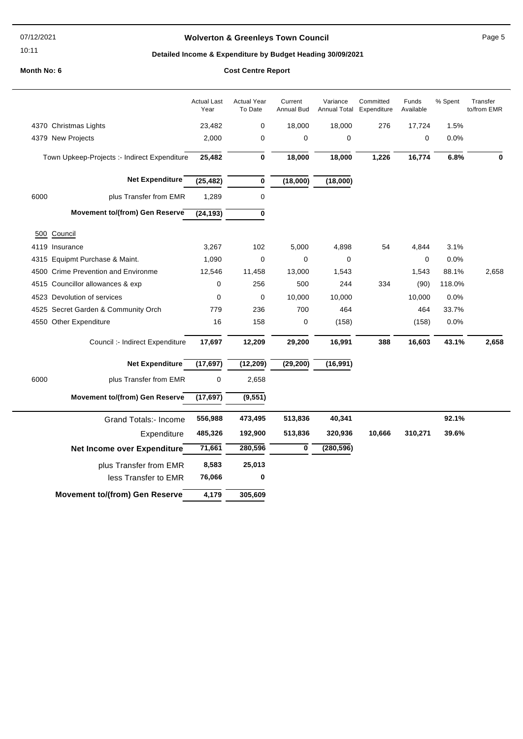**Wolverton & Greenleys Town Council**

**Detailed Income & Expenditure by Budget Heading 30/09/2021**

**Month No: 6** **Cost Centre Report**

| | Actual Last Year | Actual Year To Date | Current Annual Bud | Variance Annual Total | Committed Expenditure | Funds Available | % Spent | Transfer to/from EMR |
|---|---|---|---|---|---|---|---|---|
| 4370 Christmas Lights | 23,482 | 0 | 18,000 | 18,000 | 276 | 17,724 | 1.5% | |
| 4379 New Projects | 2,000 | 0 | 0 | 0 | | 0 | 0.0% | |
| **Town Upkeep-Projects :- Indirect Expenditure** | **25,482** | **0** | **18,000** | **18,000** | **1,226** | **16,774** | **6.8%** | **0** |
| **Net Expenditure** | **(25,482)** | **0** | **(18,000)** | **(18,000)** | | | | |
| 6000 plus Transfer from EMR | 1,289 | 0 | | | | | | |
| **Movement to/(from) Gen Reserve** | **(24,193)** | **0** | | | | | | |
| 500 Council | | | | | | | | |
| 4119 Insurance | 3,267 | 102 | 5,000 | 4,898 | 54 | 4,844 | 3.1% | |
| 4315 Equipmt Purchase & Maint. | 1,090 | 0 | 0 | 0 | | 0 | 0.0% | |
| 4500 Crime Prevention and Environme | 12,546 | 11,458 | 13,000 | 1,543 | | 1,543 | 88.1% | 2,658 |
| 4515 Councillor allowances & exp | 0 | 256 | 500 | 244 | 334 | (90) | 118.0% | |
| 4523 Devolution of services | 0 | 0 | 10,000 | 10,000 | | 10,000 | 0.0% | |
| 4525 Secret Garden & Community Orch | 779 | 236 | 700 | 464 | | 464 | 33.7% | |
| 4550 Other Expenditure | 16 | 158 | 0 | (158) | | (158) | 0.0% | |
| **Council :- Indirect Expenditure** | **17,697** | **12,209** | **29,200** | **16,991** | **388** | **16,603** | **43.1%** | **2,658** |
| **Net Expenditure** | **(17,697)** | **(12,209)** | **(29,200)** | **(16,991)** | | | | |
| 6000 plus Transfer from EMR | 0 | 2,658 | | | | | | |
| **Movement to/(from) Gen Reserve** | **(17,697)** | **(9,551)** | | | | | | |
| Grand Totals:- Income | **556,988** | **473,495** | **513,836** | **40,341** | | | **92.1%** | |
| Expenditure | **485,326** | **192,900** | **513,836** | **320,936** | **10,666** | **310,271** | **39.6%** | |
| **Net Income over Expenditure** | **71,661** | **280,596** | **0** | **(280,596)** | | | | |
| plus Transfer from EMR | **8,583** | **25,013** | | | | | | |
| less Transfer to EMR | **76,066** | **0** | | | | | | |
| **Movement to/(from) Gen Reserve** | **4,179** | **305,609** | | | | | | |